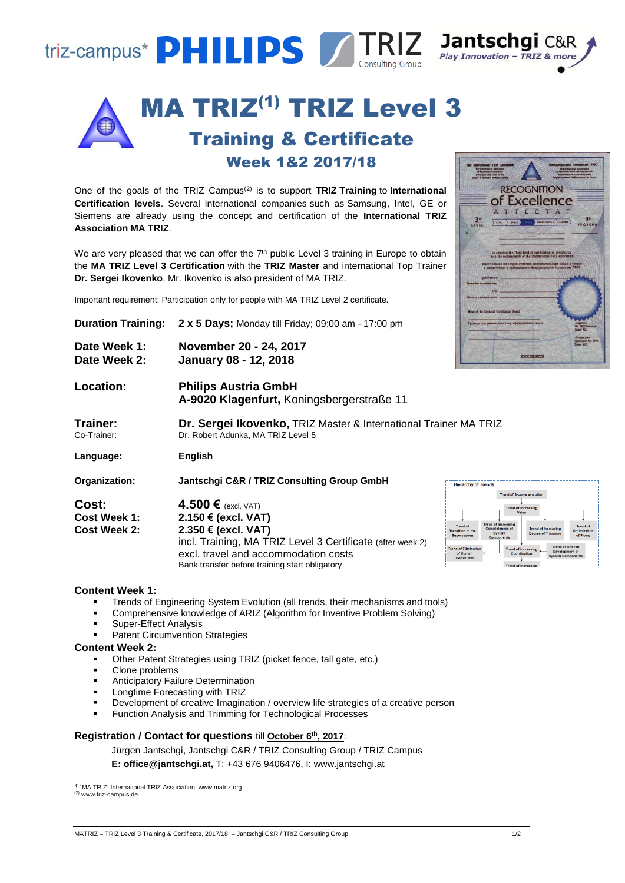triz-campus* PHILIPS TRIZ Consulting Group Jantschgi C&R Play Innovation – TRIZ & more

# MA TRIZ[1] TRIZ Level 3

## Training & Certificate

### Week 1&2 2017/18

One of the goals of the TRIZ Campus[2] is to support **TRIZ Training** to **International Certification levels**. Several international companies such as Samsung, Intel, GE or Siemens are already using the concept and certification of the **International TRIZ Association MA TRIZ**.

We are very pleased that we can offer the 7th public Level 3 training in Europe to obtain the **MA TRIZ Level 3 Certification** with the **TRIZ Master** and international Top Trainer **Dr. Sergei Ikovenko**. Mr. Ikovenko is also president of MA TRIZ.

Important requirement: Participation only for people with MA TRIZ Level 2 certificate.

**Duration Training:** **2 x 5 Days;** Monday till Friday; 09:00 am - 17:00 pm

**Date Week 1:** **November 20 - 24, 2017**
**Date Week 2:** **January 08 - 12, 2018**

**Location:** **Philips Austria GmbH**
**A-9020 Klagenfurt,** Koningsbergerstraße 11

**Trainer:** **Dr. Sergei Ikovenko,** TRIZ Master & International Trainer MA TRIZ
Co-Trainer: Dr. Robert Adunka, MA TRIZ Level 5

**Language:** **English**

**Organization:** **Jantschgi C&R / TRIZ Consulting Group GmbH**

**Cost:** **4.500 €** (excl. VAT)
**Cost Week 1:** **2.150 € (excl. VAT)**
**Cost Week 2:** **2.350 € (excl. VAT)**
incl. Training, MA TRIZ Level 3 Certificate (after week 2)
excl. travel and accommodation costs
Bank transfer before training start obligatory

**Content Week 1:**

- Trends of Engineering System Evolution (all trends, their mechanisms and tools)
- Comprehensive knowledge of ARIZ (Algorithm for Inventive Problem Solving)
- Super-Effect Analysis
- Patent Circumvention Strategies

**Content Week 2:**

- Other Patent Strategies using TRIZ (picket fence, tall gate, etc.)
- Clone problems
- Anticipatory Failure Determination
- Longtime Forecasting with TRIZ
- Development of creative Imagination / overview life strategies of a creative person
- Function Analysis and Trimming for Technological Processes

**Registration / Contact for questions** till **October 6th, 2017**:

Jürgen Jantschgi, Jantschgi C&R / TRIZ Consulting Group / TRIZ Campus
**E: office@jantschgi.at,** T: +43 676 9406476, I: www.jantschgi.at

[1] MA TRIZ: International TRIZ Association, www.matriz.org
[2] www.triz-campus.de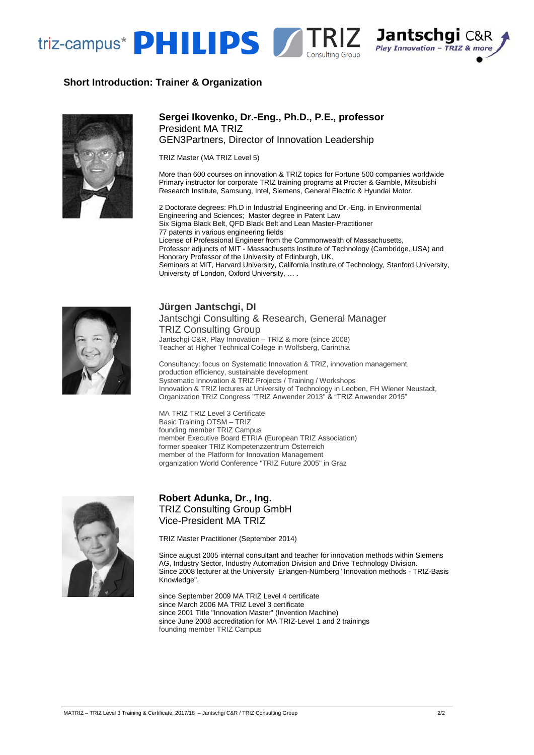## Short Introduction: Trainer & Organization

**Sergei Ikovenko, Dr.-Eng., Ph.D., P.E., professor**
President MA TRIZ
GEN3Partners, Director of Innovation Leadership

TRIZ Master (MA TRIZ Level 5)

More than 600 courses on innovation & TRIZ topics for Fortune 500 companies worldwide
Primary instructor for corporate TRIZ training programs at Procter & Gamble, Mitsubishi Research Institute, Samsung, Intel, Siemens, General Electric & Hyundai Motor.

2 Doctorate degrees: Ph.D in Industrial Engineering and Dr.-Eng. in Environmental Engineering and Sciences; Master degree in Patent Law
Six Sigma Black Belt, QFD Black Belt and Lean Master-Practitioner
77 patents in various engineering fields
License of Professional Engineer from the Commonwealth of Massachusetts,
Professor adjuncts of MIT - Massachusetts Institute of Technology (Cambridge, USA) and Honorary Professor of the University of Edinburgh, UK.
Seminars at MIT, Harvard University, California Institute of Technology, Stanford University, University of London, Oxford University, … .

**Jürgen Jantschgi, DI**
Jantschgi Consulting & Research, General Manager
TRIZ Consulting Group
Jantschgi C&R, Play Innovation – TRIZ & more (since 2008)
Teacher at Higher Technical College in Wolfsberg, Carinthia

Consultancy: focus on Systematic Innovation & TRIZ, innovation management, production efficiency, sustainable development
Systematic Innovation & TRIZ Projects / Training / Workshops
Innovation & TRIZ lectures at University of Technology in Leoben, FH Wiener Neustadt,
Organization TRIZ Congress "TRIZ Anwender 2013" & "TRIZ Anwender 2015"

MA TRIZ TRIZ Level 3 Certificate
Basic Training OTSM – TRIZ
founding member TRIZ Campus
member Executive Board ETRIA (European TRIZ Association)
former speaker TRIZ Kompetenzzentrum Österreich
member of the Platform for Innovation Management
organization World Conference "TRIZ Future 2005" in Graz

**Robert Adunka, Dr., Ing.**
TRIZ Consulting Group GmbH
Vice-President MA TRIZ

TRIZ Master Practitioner (September 2014)

Since august 2005 internal consultant and teacher for innovation methods within Siemens AG, Industry Sector, Industry Automation Division and Drive Technology Division.
Since 2008 lecturer at the University Erlangen-Nürnberg "Innovation methods - TRIZ-Basis Knowledge".

since September 2009 MA TRIZ Level 4 certificate
since March 2006 MA TRIZ Level 3 certificate
since 2001 Title "Innovation Master" (Invention Machine)
since June 2008 accreditation for MA TRIZ-Level 1 and 2 trainings
founding member TRIZ Campus